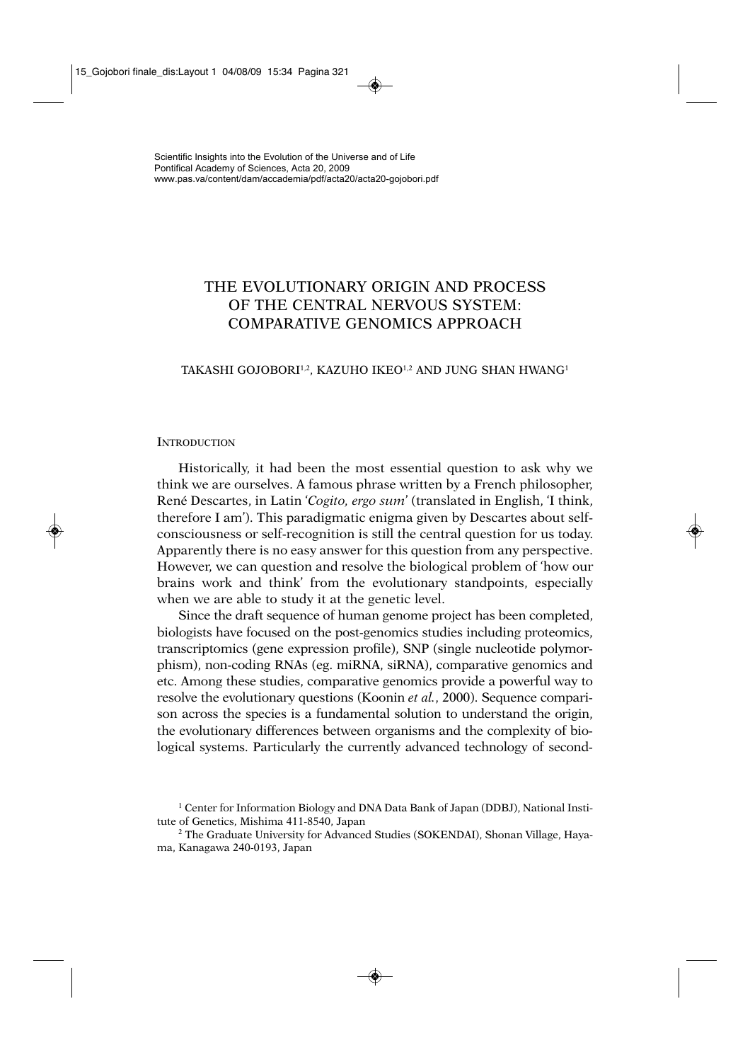Scientific Insights into the Evolution of the Universe and of Life
Pontifical Academy of Sciences, Acta 20, 2009
www.pas.va/content/dam/accademia/pdf/acta20/acta20-gojobori.pdf

# THE EVOLUTIONARY ORIGIN AND PROCESS OF THE CENTRAL NERVOUS SYSTEM: COMPARATIVE GENOMICS APPROACH

TAKASHI GOJOBORI[1,2], KAZUHO IKEO[1,2] AND JUNG SHAN HWANG[1]

## INTRODUCTION

Historically, it had been the most essential question to ask why we think we are ourselves. A famous phrase written by a French philosopher, René Descartes, in Latin '*Cogito, ergo sum*' (translated in English, 'I think, therefore I am'). This paradigmatic enigma given by Descartes about self-consciousness or self-recognition is still the central question for us today. Apparently there is no easy answer for this question from any perspective. However, we can question and resolve the biological problem of 'how our brains work and think' from the evolutionary standpoints, especially when we are able to study it at the genetic level.

Since the draft sequence of human genome project has been completed, biologists have focused on the post-genomics studies including proteomics, transcriptomics (gene expression profile), SNP (single nucleotide polymorphism), non-coding RNAs (eg. miRNA, siRNA), comparative genomics and etc. Among these studies, comparative genomics provide a powerful way to resolve the evolutionary questions (Koonin *et al.*, 2000). Sequence comparison across the species is a fundamental solution to understand the origin, the evolutionary differences between organisms and the complexity of biological systems. Particularly the currently advanced technology of second-

[1] Center for Information Biology and DNA Data Bank of Japan (DDBJ), National Institute of Genetics, Mishima 411-8540, Japan

[2] The Graduate University for Advanced Studies (SOKENDAI), Shonan Village, Hayama, Kanagawa 240-0193, Japan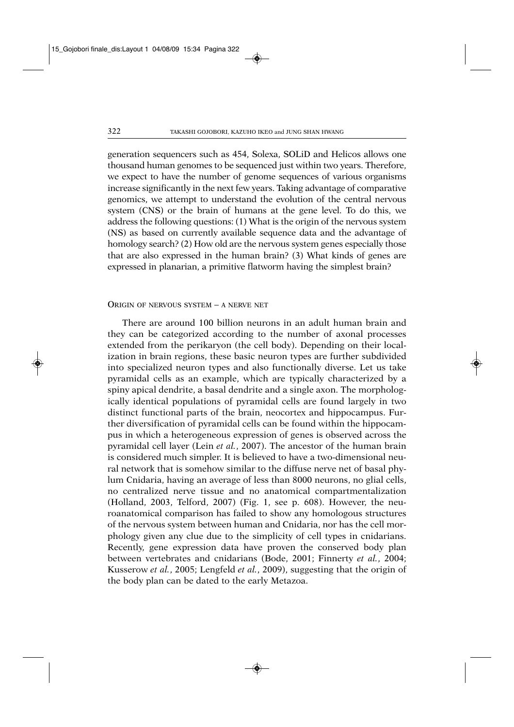generation sequencers such as 454, Solexa, SOLiD and Helicos allows one thousand human genomes to be sequenced just within two years. Therefore, we expect to have the number of genome sequences of various organisms increase significantly in the next few years. Taking advantage of comparative genomics, we attempt to understand the evolution of the central nervous system (CNS) or the brain of humans at the gene level. To do this, we address the following questions: (1) What is the origin of the nervous system (NS) as based on currently available sequence data and the advantage of homology search? (2) How old are the nervous system genes especially those that are also expressed in the human brain? (3) What kinds of genes are expressed in planarian, a primitive flatworm having the simplest brain?

## ORIGIN OF NERVOUS SYSTEM – A NERVE NET

There are around 100 billion neurons in an adult human brain and they can be categorized according to the number of axonal processes extended from the perikaryon (the cell body). Depending on their localization in brain regions, these basic neuron types are further subdivided into specialized neuron types and also functionally diverse. Let us take pyramidal cells as an example, which are typically characterized by a spiny apical dendrite, a basal dendrite and a single axon. The morphologically identical populations of pyramidal cells are found largely in two distinct functional parts of the brain, neocortex and hippocampus. Further diversification of pyramidal cells can be found within the hippocampus in which a heterogeneous expression of genes is observed across the pyramidal cell layer (Lein *et al.*, 2007). The ancestor of the human brain is considered much simpler. It is believed to have a two-dimensional neural network that is somehow similar to the diffuse nerve net of basal phylum Cnidaria, having an average of less than 8000 neurons, no glial cells, no centralized nerve tissue and no anatomical compartmentalization (Holland, 2003, Telford, 2007) (Fig. 1, see p. 608). However, the neuroanatomical comparison has failed to show any homologous structures of the nervous system between human and Cnidaria, nor has the cell morphology given any clue due to the simplicity of cell types in cnidarians. Recently, gene expression data have proven the conserved body plan between vertebrates and cnidarians (Bode, 2001; Finnerty *et al.*, 2004; Kusserow *et al.*, 2005; Lengfeld *et al.*, 2009), suggesting that the origin of the body plan can be dated to the early Metazoa.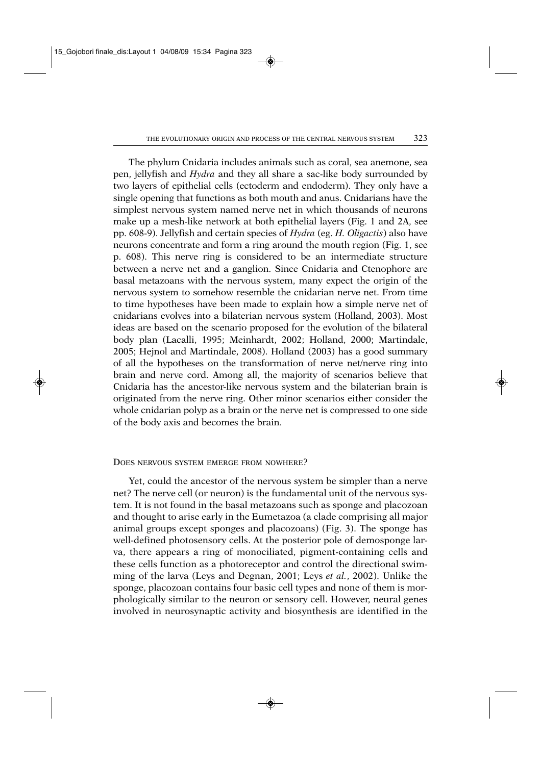The phylum Cnidaria includes animals such as coral, sea anemone, sea pen, jellyfish and *Hydra* and they all share a sac-like body surrounded by two layers of epithelial cells (ectoderm and endoderm). They only have a single opening that functions as both mouth and anus. Cnidarians have the simplest nervous system named nerve net in which thousands of neurons make up a mesh-like network at both epithelial layers (Fig. 1 and 2A, see pp. 608-9). Jellyfish and certain species of *Hydra* (eg. *H. Oligactis*) also have neurons concentrate and form a ring around the mouth region (Fig. 1, see p. 608). This nerve ring is considered to be an intermediate structure between a nerve net and a ganglion. Since Cnidaria and Ctenophore are basal metazoans with the nervous system, many expect the origin of the nervous system to somehow resemble the cnidarian nerve net. From time to time hypotheses have been made to explain how a simple nerve net of cnidarians evolves into a bilaterian nervous system (Holland, 2003). Most ideas are based on the scenario proposed for the evolution of the bilateral body plan (Lacalli, 1995; Meinhardt, 2002; Holland, 2000; Martindale, 2005; Hejnol and Martindale, 2008). Holland (2003) has a good summary of all the hypotheses on the transformation of nerve net/nerve ring into brain and nerve cord. Among all, the majority of scenarios believe that Cnidaria has the ancestor-like nervous system and the bilaterian brain is originated from the nerve ring. Other minor scenarios either consider the whole cnidarian polyp as a brain or the nerve net is compressed to one side of the body axis and becomes the brain.

## Does nervous system emerge from nowhere?

Yet, could the ancestor of the nervous system be simpler than a nerve net? The nerve cell (or neuron) is the fundamental unit of the nervous system. It is not found in the basal metazoans such as sponge and placozoan and thought to arise early in the Eumetazoa (a clade comprising all major animal groups except sponges and placozoans) (Fig. 3). The sponge has well-defined photosensory cells. At the posterior pole of demosponge larva, there appears a ring of monociliated, pigment-containing cells and these cells function as a photoreceptor and control the directional swimming of the larva (Leys and Degnan, 2001; Leys *et al.*, 2002). Unlike the sponge, placozoan contains four basic cell types and none of them is morphologically similar to the neuron or sensory cell. However, neural genes involved in neurosynaptic activity and biosynthesis are identified in the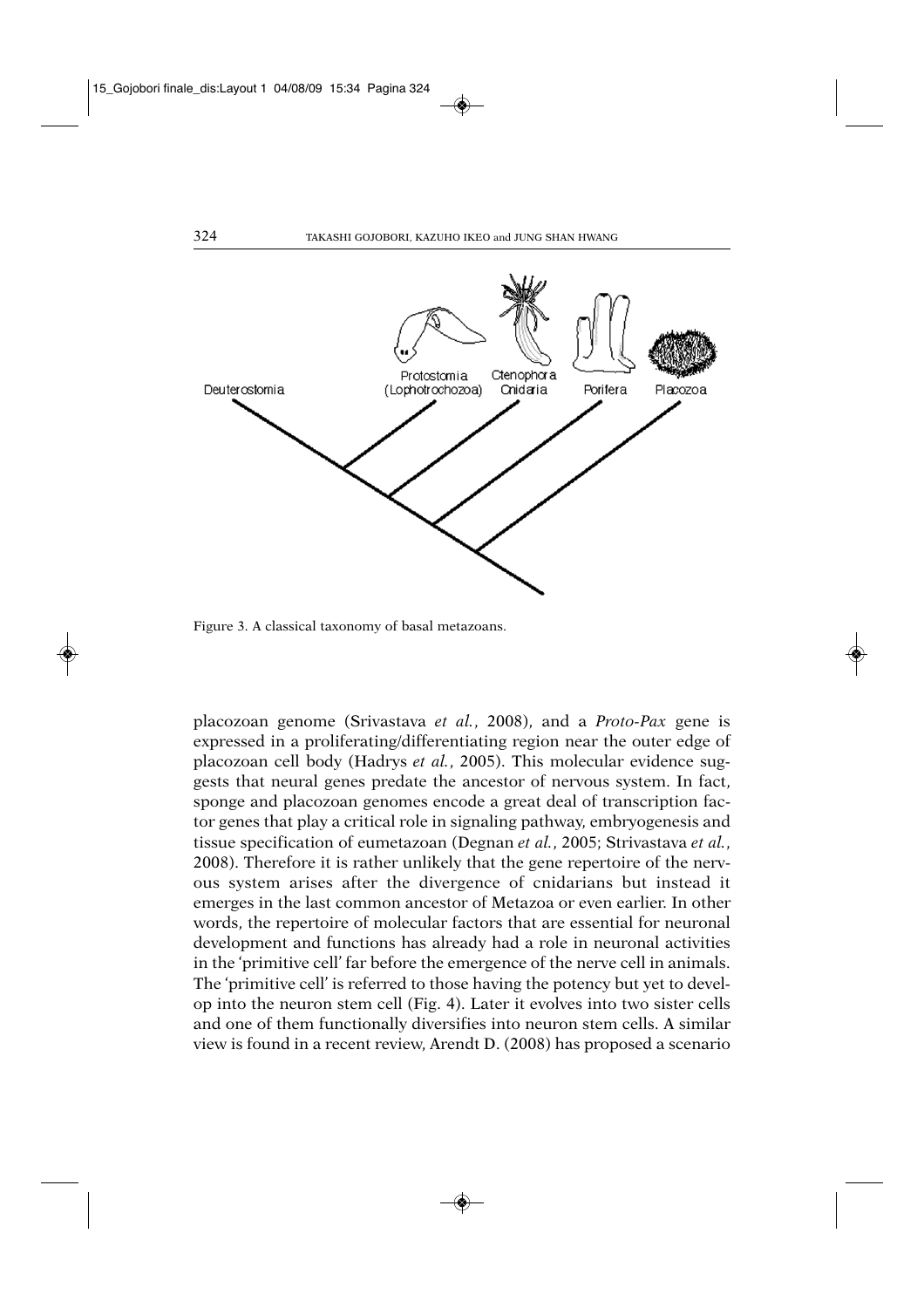Figure 3. A classical taxonomy of basal metazoans.

placozoan genome (Srivastava *et al.*, 2008), and a *Proto-Pax* gene is expressed in a proliferating/differentiating region near the outer edge of placozoan cell body (Hadrys *et al.*, 2005). This molecular evidence suggests that neural genes predate the ancestor of nervous system. In fact, sponge and placozoan genomes encode a great deal of transcription factor genes that play a critical role in signaling pathway, embryogenesis and tissue specification of eumetazoan (Degnan *et al.*, 2005; Strivastava *et al.*, 2008). Therefore it is rather unlikely that the gene repertoire of the nervous system arises after the divergence of cnidarians but instead it emerges in the last common ancestor of Metazoa or even earlier. In other words, the repertoire of molecular factors that are essential for neuronal development and functions has already had a role in neuronal activities in the 'primitive cell' far before the emergence of the nerve cell in animals. The 'primitive cell' is referred to those having the potency but yet to develop into the neuron stem cell (Fig. 4). Later it evolves into two sister cells and one of them functionally diversifies into neuron stem cells. A similar view is found in a recent review, Arendt D. (2008) has proposed a scenario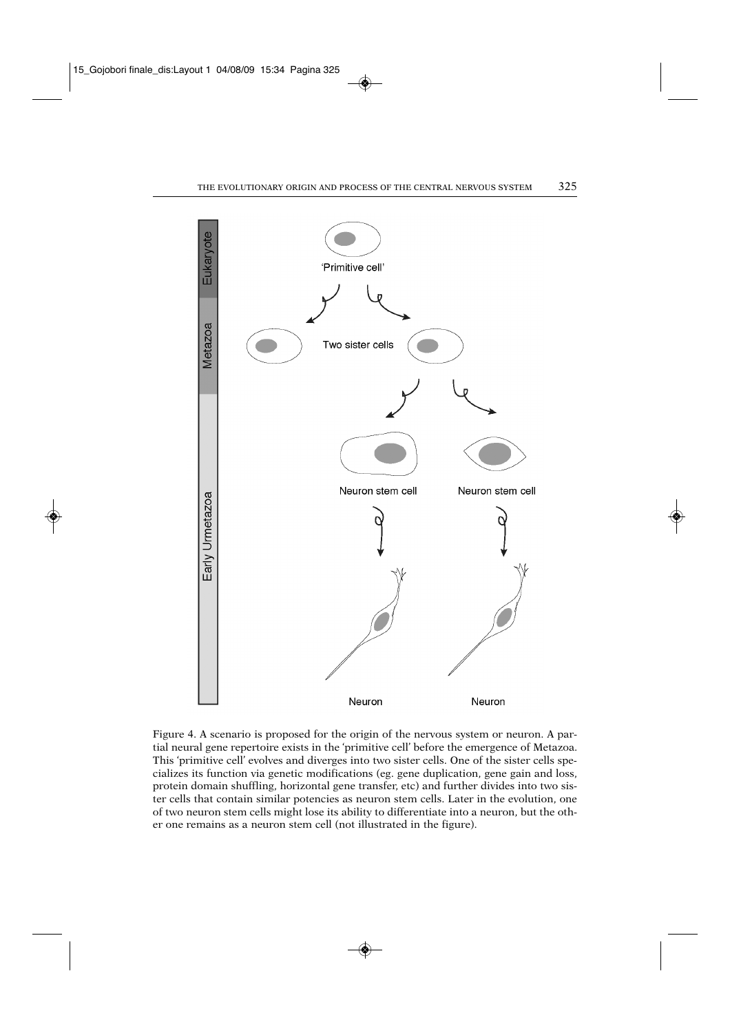Figure 4. A scenario is proposed for the origin of the nervous system or neuron. A partial neural gene repertoire exists in the 'primitive cell' before the emergence of Metazoa. This 'primitive cell' evolves and diverges into two sister cells. One of the sister cells specializes its function via genetic modifications (eg. gene duplication, gene gain and loss, protein domain shuffling, horizontal gene transfer, etc) and further divides into two sister cells that contain similar potencies as neuron stem cells. Later in the evolution, one of two neuron stem cells might lose its ability to differentiate into a neuron, but the other one remains as a neuron stem cell (not illustrated in the figure).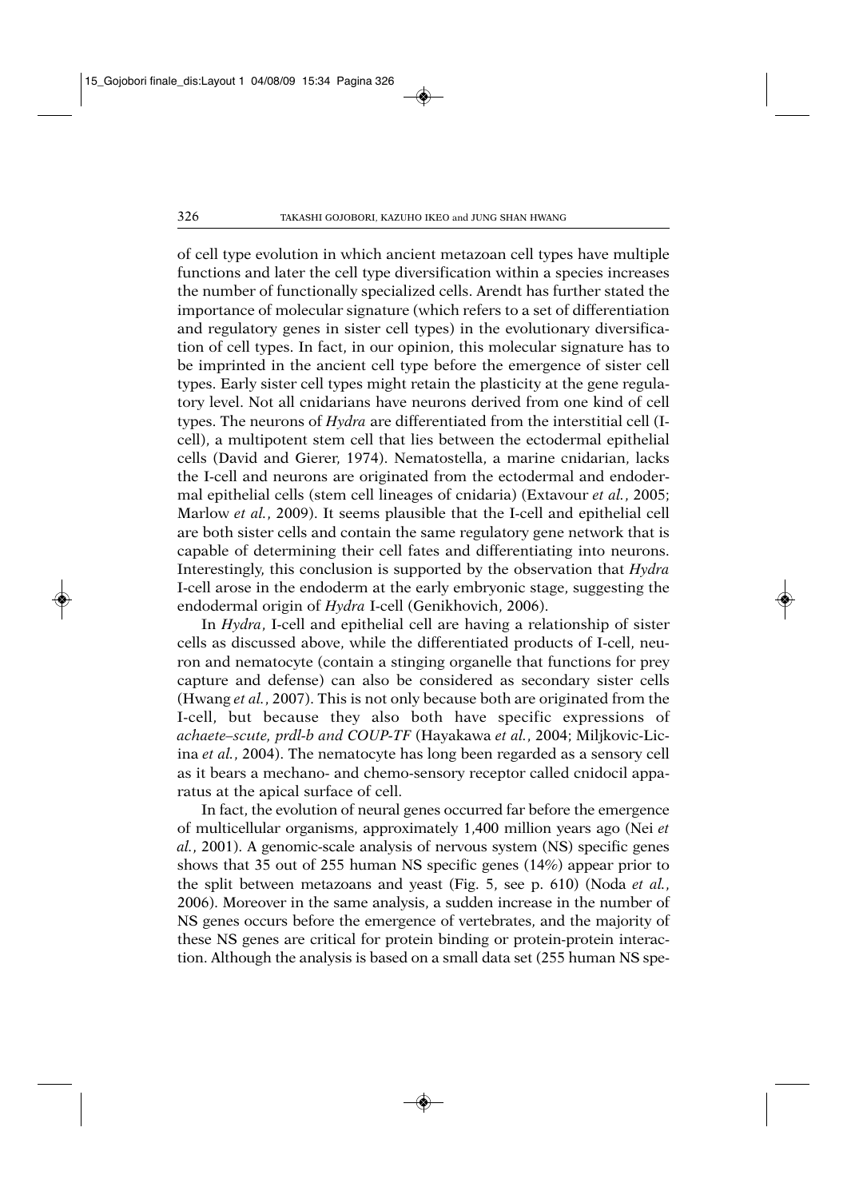of cell type evolution in which ancient metazoan cell types have multiple functions and later the cell type diversification within a species increases the number of functionally specialized cells. Arendt has further stated the importance of molecular signature (which refers to a set of differentiation and regulatory genes in sister cell types) in the evolutionary diversification of cell types. In fact, in our opinion, this molecular signature has to be imprinted in the ancient cell type before the emergence of sister cell types. Early sister cell types might retain the plasticity at the gene regulatory level. Not all cnidarians have neurons derived from one kind of cell types. The neurons of *Hydra* are differentiated from the interstitial cell (I-cell), a multipotent stem cell that lies between the ectodermal epithelial cells (David and Gierer, 1974). Nematostella, a marine cnidarian, lacks the I-cell and neurons are originated from the ectodermal and endodermal epithelial cells (stem cell lineages of cnidaria) (Extavour *et al.*, 2005; Marlow *et al.*, 2009). It seems plausible that the I-cell and epithelial cell are both sister cells and contain the same regulatory gene network that is capable of determining their cell fates and differentiating into neurons. Interestingly, this conclusion is supported by the observation that *Hydra* I-cell arose in the endoderm at the early embryonic stage, suggesting the endodermal origin of *Hydra* I-cell (Genikhovich, 2006).

In *Hydra*, I-cell and epithelial cell are having a relationship of sister cells as discussed above, while the differentiated products of I-cell, neuron and nematocyte (contain a stinging organelle that functions for prey capture and defense) can also be considered as secondary sister cells (Hwang *et al.*, 2007). This is not only because both are originated from the I-cell, but because they also both have specific expressions of *achaete–scute, prdl-b and COUP-TF* (Hayakawa *et al.*, 2004; Miljkovic-Licina *et al.*, 2004). The nematocyte has long been regarded as a sensory cell as it bears a mechano- and chemo-sensory receptor called cnidocil apparatus at the apical surface of cell.

In fact, the evolution of neural genes occurred far before the emergence of multicellular organisms, approximately 1,400 million years ago (Nei *et al.*, 2001). A genomic-scale analysis of nervous system (NS) specific genes shows that 35 out of 255 human NS specific genes (14%) appear prior to the split between metazoans and yeast (Fig. 5, see p. 610) (Noda *et al.*, 2006). Moreover in the same analysis, a sudden increase in the number of NS genes occurs before the emergence of vertebrates, and the majority of these NS genes are critical for protein binding or protein-protein interaction. Although the analysis is based on a small data set (255 human NS spe-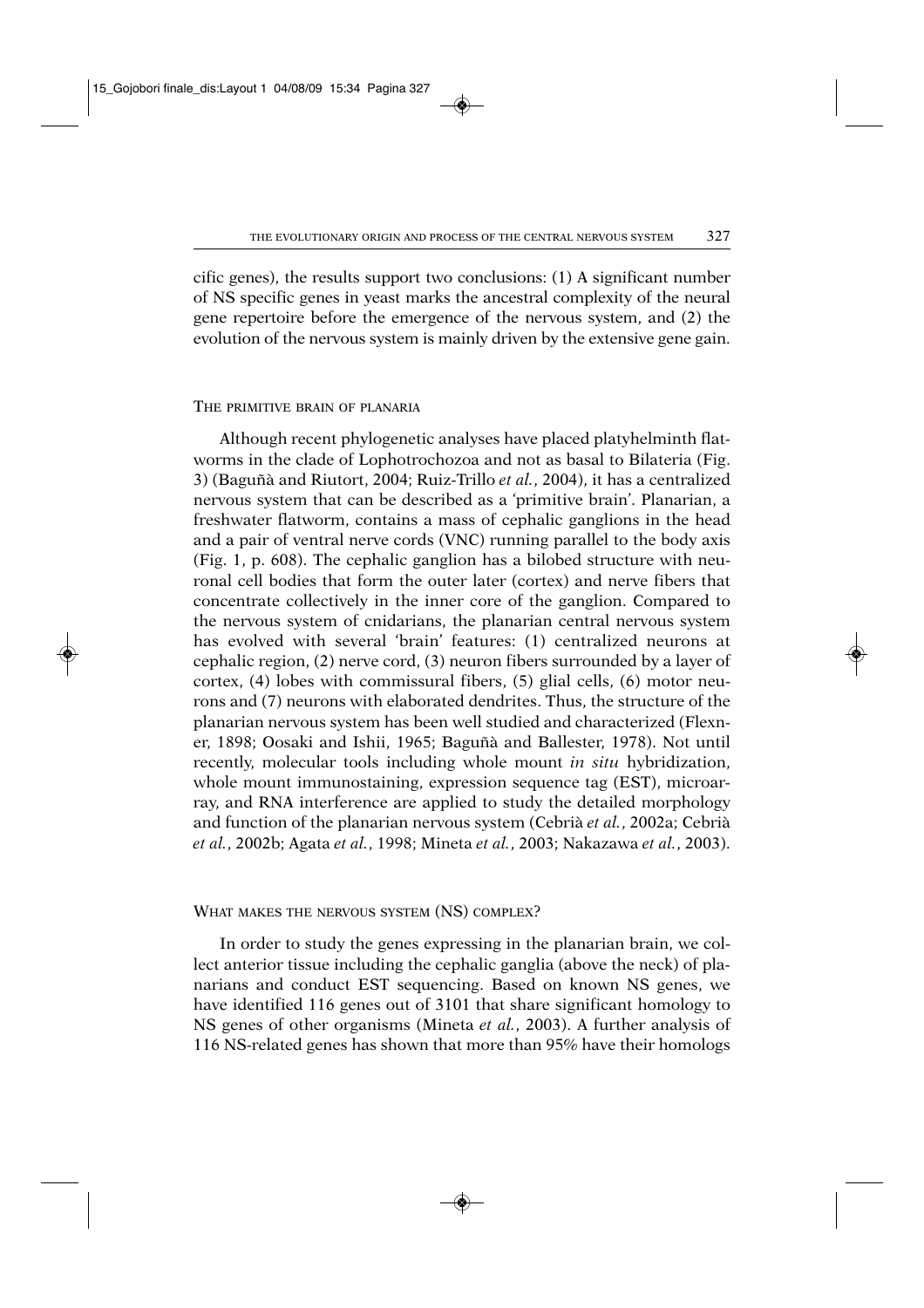cific genes), the results support two conclusions: (1) A significant number of NS specific genes in yeast marks the ancestral complexity of the neural gene repertoire before the emergence of the nervous system, and (2) the evolution of the nervous system is mainly driven by the extensive gene gain.

## The primitive brain of planaria

Although recent phylogenetic analyses have placed platyhelminth flatworms in the clade of Lophotrochozoa and not as basal to Bilateria (Fig. 3) (Baguñà and Riutort, 2004; Ruiz-Trillo *et al.*, 2004), it has a centralized nervous system that can be described as a 'primitive brain'. Planarian, a freshwater flatworm, contains a mass of cephalic ganglions in the head and a pair of ventral nerve cords (VNC) running parallel to the body axis (Fig. 1, p. 608). The cephalic ganglion has a bilobed structure with neuronal cell bodies that form the outer later (cortex) and nerve fibers that concentrate collectively in the inner core of the ganglion. Compared to the nervous system of cnidarians, the planarian central nervous system has evolved with several 'brain' features: (1) centralized neurons at cephalic region, (2) nerve cord, (3) neuron fibers surrounded by a layer of cortex, (4) lobes with commissural fibers, (5) glial cells, (6) motor neurons and (7) neurons with elaborated dendrites. Thus, the structure of the planarian nervous system has been well studied and characterized (Flexner, 1898; Oosaki and Ishii, 1965; Baguñà and Ballester, 1978). Not until recently, molecular tools including whole mount *in situ* hybridization, whole mount immunostaining, expression sequence tag (EST), microarray, and RNA interference are applied to study the detailed morphology and function of the planarian nervous system (Cebrià *et al.*, 2002a; Cebrià *et al.*, 2002b; Agata *et al.*, 1998; Mineta *et al.*, 2003; Nakazawa *et al.*, 2003).

## What makes the nervous system (NS) complex?

In order to study the genes expressing in the planarian brain, we collect anterior tissue including the cephalic ganglia (above the neck) of planarians and conduct EST sequencing. Based on known NS genes, we have identified 116 genes out of 3101 that share significant homology to NS genes of other organisms (Mineta *et al.*, 2003). A further analysis of 116 NS-related genes has shown that more than 95% have their homologs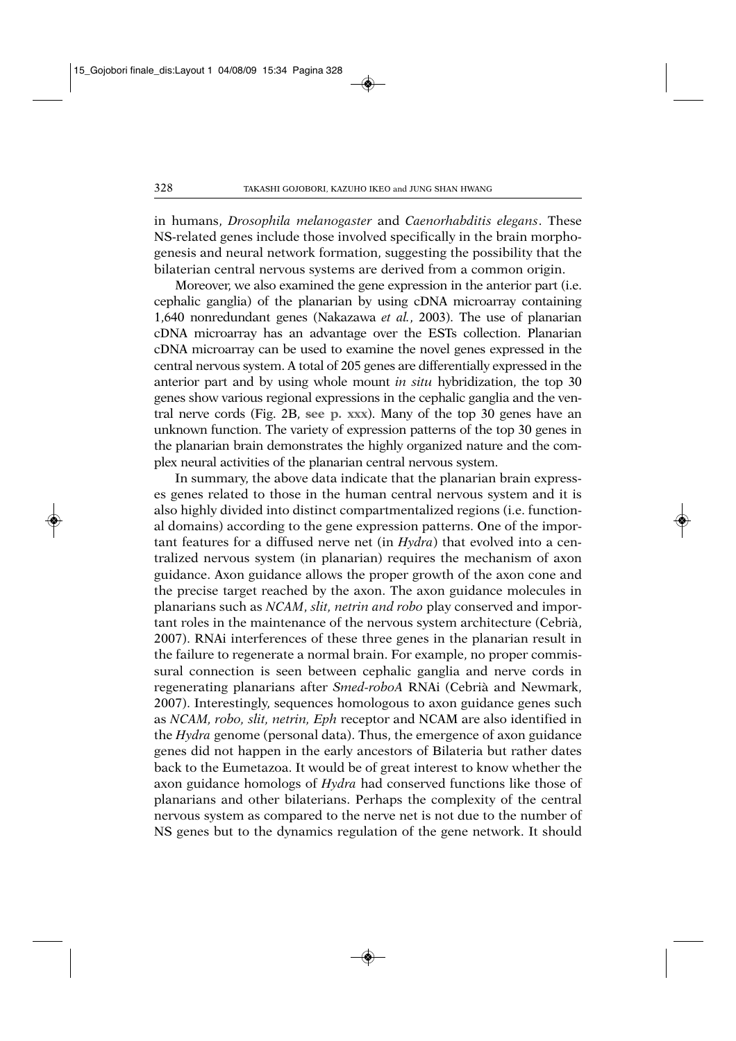in humans, *Drosophila melanogaster* and *Caenorhabditis elegans*. These NS-related genes include those involved specifically in the brain morphogenesis and neural network formation, suggesting the possibility that the bilaterian central nervous systems are derived from a common origin.

Moreover, we also examined the gene expression in the anterior part (i.e. cephalic ganglia) of the planarian by using cDNA microarray containing 1,640 nonredundant genes (Nakazawa *et al.*, 2003). The use of planarian cDNA microarray has an advantage over the ESTs collection. Planarian cDNA microarray can be used to examine the novel genes expressed in the central nervous system. A total of 205 genes are differentially expressed in the anterior part and by using whole mount *in situ* hybridization, the top 30 genes show various regional expressions in the cephalic ganglia and the ventral nerve cords (Fig. 2B, **see p. xxx**). Many of the top 30 genes have an unknown function. The variety of expression patterns of the top 30 genes in the planarian brain demonstrates the highly organized nature and the complex neural activities of the planarian central nervous system.

In summary, the above data indicate that the planarian brain expresses genes related to those in the human central nervous system and it is also highly divided into distinct compartmentalized regions (i.e. functional domains) according to the gene expression patterns. One of the important features for a diffused nerve net (in *Hydra*) that evolved into a centralized nervous system (in planarian) requires the mechanism of axon guidance. Axon guidance allows the proper growth of the axon cone and the precise target reached by the axon. The axon guidance molecules in planarians such as *NCAM*, *slit*, *netrin and robo* play conserved and important roles in the maintenance of the nervous system architecture (Cebrià, 2007). RNAi interferences of these three genes in the planarian result in the failure to regenerate a normal brain. For example, no proper commissural connection is seen between cephalic ganglia and nerve cords in regenerating planarians after *Smed-roboA* RNAi (Cebrià and Newmark, 2007). Interestingly, sequences homologous to axon guidance genes such as *NCAM*, *robo*, *slit*, *netrin*, *Eph* receptor and NCAM are also identified in the *Hydra* genome (personal data). Thus, the emergence of axon guidance genes did not happen in the early ancestors of Bilateria but rather dates back to the Eumetazoa. It would be of great interest to know whether the axon guidance homologs of *Hydra* had conserved functions like those of planarians and other bilaterians. Perhaps the complexity of the central nervous system as compared to the nerve net is not due to the number of NS genes but to the dynamics regulation of the gene network. It should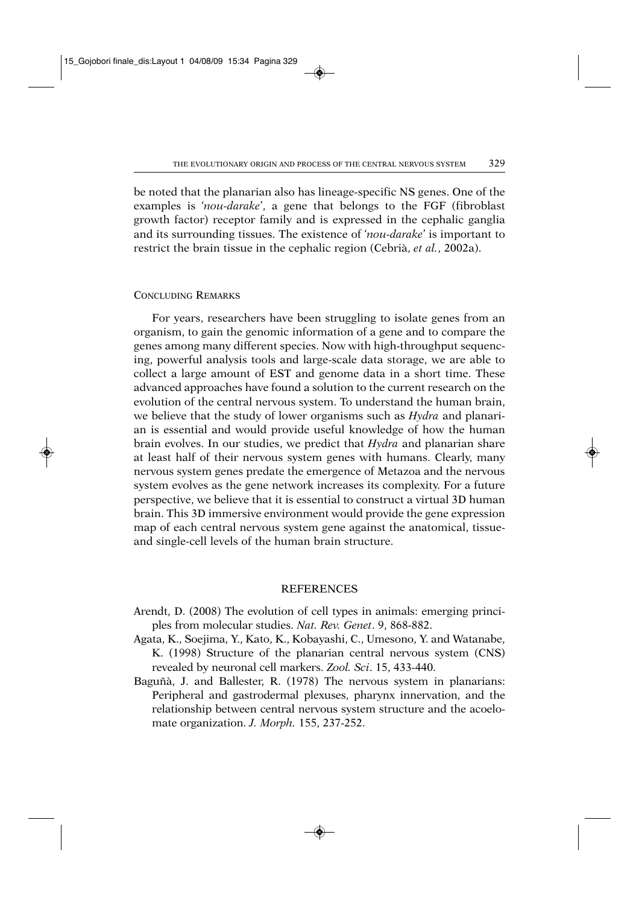be noted that the planarian also has lineage-specific NS genes. One of the examples is '*nou-darake*', a gene that belongs to the FGF (fibroblast growth factor) receptor family and is expressed in the cephalic ganglia and its surrounding tissues. The existence of '*nou-darake*' is important to restrict the brain tissue in the cephalic region (Cebrià, *et al.*, 2002a).

## Concluding Remarks

For years, researchers have been struggling to isolate genes from an organism, to gain the genomic information of a gene and to compare the genes among many different species. Now with high-throughput sequencing, powerful analysis tools and large-scale data storage, we are able to collect a large amount of EST and genome data in a short time. These advanced approaches have found a solution to the current research on the evolution of the central nervous system. To understand the human brain, we believe that the study of lower organisms such as *Hydra* and planarian is essential and would provide useful knowledge of how the human brain evolves. In our studies, we predict that *Hydra* and planarian share at least half of their nervous system genes with humans. Clearly, many nervous system genes predate the emergence of Metazoa and the nervous system evolves as the gene network increases its complexity. For a future perspective, we believe that it is essential to construct a virtual 3D human brain. This 3D immersive environment would provide the gene expression map of each central nervous system gene against the anatomical, tissue- and single-cell levels of the human brain structure.

## REFERENCES

Arendt, D. (2008) The evolution of cell types in animals: emerging principles from molecular studies. *Nat. Rev. Genet*. 9, 868-882.

Agata, K., Soejima, Y., Kato, K., Kobayashi, C., Umesono, Y. and Watanabe, K. (1998) Structure of the planarian central nervous system (CNS) revealed by neuronal cell markers. *Zool. Sci*. 15, 433-440.

Baguñà, J. and Ballester, R. (1978) The nervous system in planarians: Peripheral and gastrodermal plexuses, pharynx innervation, and the relationship between central nervous system structure and the acoelomate organization. *J. Morph.* 155, 237-252.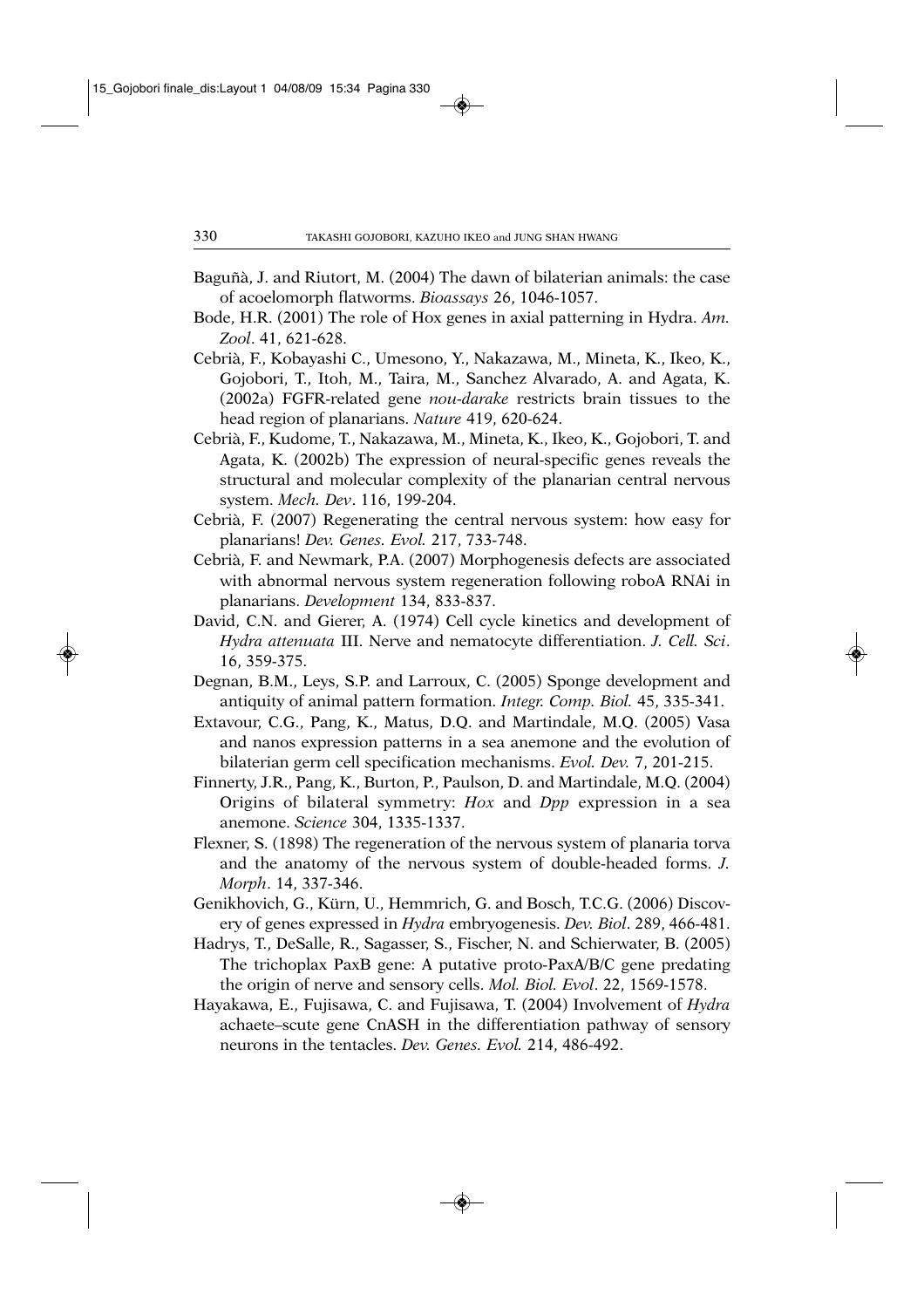Baguñà, J. and Riutort, M. (2004) The dawn of bilaterian animals: the case of acoelomorph flatworms. *Bioassays* 26, 1046-1057.

Bode, H.R. (2001) The role of Hox genes in axial patterning in Hydra. *Am. Zool*. 41, 621-628.

Cebrià, F., Kobayashi C., Umesono, Y., Nakazawa, M., Mineta, K., Ikeo, K., Gojobori, T., Itoh, M., Taira, M., Sanchez Alvarado, A. and Agata, K. (2002a) FGFR-related gene *nou-darake* restricts brain tissues to the head region of planarians. *Nature* 419, 620-624.

Cebrià, F., Kudome, T., Nakazawa, M., Mineta, K., Ikeo, K., Gojobori, T. and Agata, K. (2002b) The expression of neural-specific genes reveals the structural and molecular complexity of the planarian central nervous system. *Mech. Dev*. 116, 199-204.

Cebrià, F. (2007) Regenerating the central nervous system: how easy for planarians! *Dev. Genes. Evol.* 217, 733-748.

Cebrià, F. and Newmark, P.A. (2007) Morphogenesis defects are associated with abnormal nervous system regeneration following roboA RNAi in planarians. *Development* 134, 833-837.

David, C.N. and Gierer, A. (1974) Cell cycle kinetics and development of *Hydra attenuata* III. Nerve and nematocyte differentiation. *J. Cell. Sci*. 16, 359-375.

Degnan, B.M., Leys, S.P. and Larroux, C. (2005) Sponge development and antiquity of animal pattern formation. *Integr. Comp. Biol.* 45, 335-341.

Extavour, C.G., Pang, K., Matus, D.Q. and Martindale, M.Q. (2005) Vasa and nanos expression patterns in a sea anemone and the evolution of bilaterian germ cell specification mechanisms. *Evol. Dev.* 7, 201-215.

Finnerty, J.R., Pang, K., Burton, P., Paulson, D. and Martindale, M.Q. (2004) Origins of bilateral symmetry: *Hox* and *Dpp* expression in a sea anemone. *Science* 304, 1335-1337.

Flexner, S. (1898) The regeneration of the nervous system of planaria torva and the anatomy of the nervous system of double-headed forms. *J. Morph*. 14, 337-346.

Genikhovich, G., Kürn, U., Hemmrich, G. and Bosch, T.C.G. (2006) Discovery of genes expressed in *Hydra* embryogenesis. *Dev. Biol*. 289, 466-481.

Hadrys, T., DeSalle, R., Sagasser, S., Fischer, N. and Schierwater, B. (2005) The trichoplax PaxB gene: A putative proto-PaxA/B/C gene predating the origin of nerve and sensory cells. *Mol. Biol. Evol*. 22, 1569-1578.

Hayakawa, E., Fujisawa, C. and Fujisawa, T. (2004) Involvement of *Hydra* achaete–scute gene CnASH in the differentiation pathway of sensory neurons in the tentacles. *Dev. Genes. Evol.* 214, 486-492.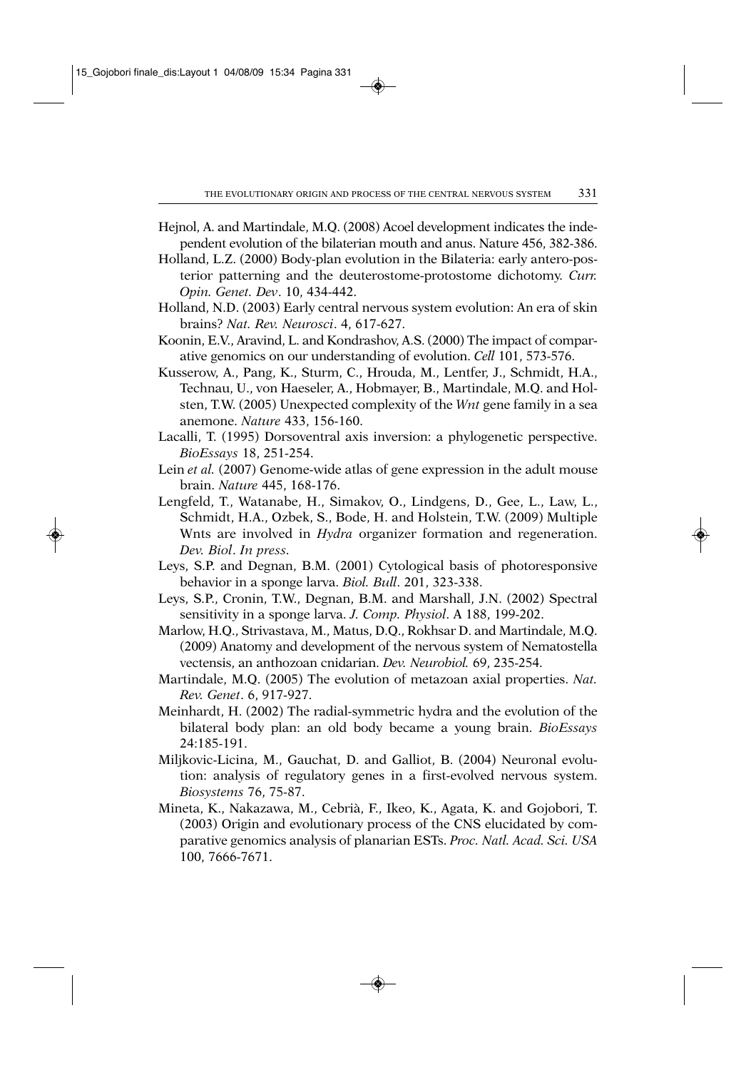Hejnol, A. and Martindale, M.Q. (2008) Acoel development indicates the independent evolution of the bilaterian mouth and anus. Nature 456, 382-386.

Holland, L.Z. (2000) Body-plan evolution in the Bilateria: early antero-posterior patterning and the deuterostome-protostome dichotomy. *Curr. Opin. Genet. Dev*. 10, 434-442.

Holland, N.D. (2003) Early central nervous system evolution: An era of skin brains? *Nat. Rev. Neurosci*. 4, 617-627.

Koonin, E.V., Aravind, L. and Kondrashov, A.S. (2000) The impact of comparative genomics on our understanding of evolution. *Cell* 101, 573-576.

Kusserow, A., Pang, K., Sturm, C., Hrouda, M., Lentfer, J., Schmidt, H.A., Technau, U., von Haeseler, A., Hobmayer, B., Martindale, M.Q. and Holsten, T.W. (2005) Unexpected complexity of the *Wnt* gene family in a sea anemone. *Nature* 433, 156-160.

Lacalli, T. (1995) Dorsoventral axis inversion: a phylogenetic perspective. *BioEssays* 18, 251-254.

Lein *et al.* (2007) Genome-wide atlas of gene expression in the adult mouse brain. *Nature* 445, 168-176.

Lengfeld, T., Watanabe, H., Simakov, O., Lindgens, D., Gee, L., Law, L., Schmidt, H.A., Ozbek, S., Bode, H. and Holstein, T.W. (2009) Multiple Wnts are involved in *Hydra* organizer formation and regeneration. *Dev. Biol*. *In press*.

Leys, S.P. and Degnan, B.M. (2001) Cytological basis of photoresponsive behavior in a sponge larva. *Biol. Bull*. 201, 323-338.

Leys, S.P., Cronin, T.W., Degnan, B.M. and Marshall, J.N. (2002) Spectral sensitivity in a sponge larva. *J. Comp. Physiol*. A 188, 199-202.

Marlow, H.Q., Strivastava, M., Matus, D.Q., Rokhsar D. and Martindale, M.Q. (2009) Anatomy and development of the nervous system of Nematostella vectensis, an anthozoan cnidarian. *Dev. Neurobiol.* 69, 235-254.

Martindale, M.Q. (2005) The evolution of metazoan axial properties. *Nat. Rev. Genet*. 6, 917-927.

Meinhardt, H. (2002) The radial-symmetric hydra and the evolution of the bilateral body plan: an old body became a young brain. *BioEssays* 24:185-191.

Miljkovic-Licina, M., Gauchat, D. and Galliot, B. (2004) Neuronal evolution: analysis of regulatory genes in a first-evolved nervous system. *Biosystems* 76, 75-87.

Mineta, K., Nakazawa, M., Cebrià, F., Ikeo, K., Agata, K. and Gojobori, T. (2003) Origin and evolutionary process of the CNS elucidated by comparative genomics analysis of planarian ESTs. *Proc. Natl. Acad. Sci. USA* 100, 7666-7671.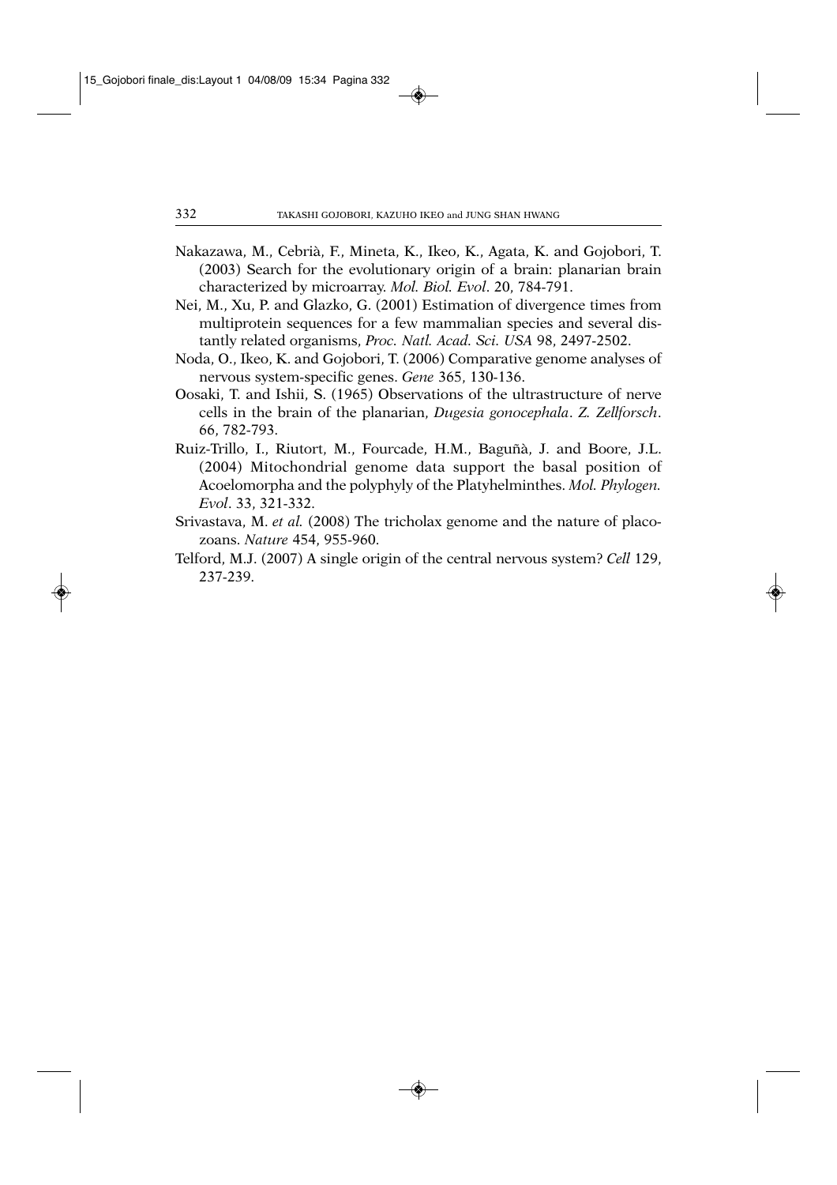Nakazawa, M., Cebrià, F., Mineta, K., Ikeo, K., Agata, K. and Gojobori, T. (2003) Search for the evolutionary origin of a brain: planarian brain characterized by microarray. *Mol. Biol. Evol*. 20, 784-791.

Nei, M., Xu, P. and Glazko, G. (2001) Estimation of divergence times from multiprotein sequences for a few mammalian species and several distantly related organisms, *Proc. Natl. Acad. Sci. USA* 98, 2497-2502.

Noda, O., Ikeo, K. and Gojobori, T. (2006) Comparative genome analyses of nervous system-specific genes. *Gene* 365, 130-136.

Oosaki, T. and Ishii, S. (1965) Observations of the ultrastructure of nerve cells in the brain of the planarian, *Dugesia gonocephala*. *Z. Zellforsch*. 66, 782-793.

Ruiz-Trillo, I., Riutort, M., Fourcade, H.M., Baguñà, J. and Boore, J.L. (2004) Mitochondrial genome data support the basal position of Acoelomorpha and the polyphyly of the Platyhelminthes. *Mol. Phylogen. Evol*. 33, 321-332.

Srivastava, M. *et al.* (2008) The tricholax genome and the nature of placozoans. *Nature* 454, 955-960.

Telford, M.J. (2007) A single origin of the central nervous system? *Cell* 129, 237-239.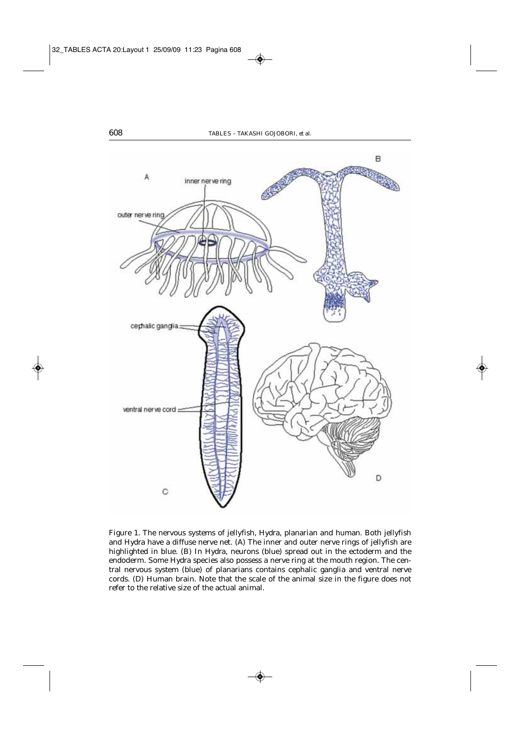Figure 1. The nervous systems of jellyfish, Hydra, planarian and human. Both jellyfish and Hydra have a diffuse nerve net. (A) The inner and outer nerve rings of jellyfish are highlighted in blue. (B) In Hydra, neurons (blue) spread out in the ectoderm and the endoderm. Some Hydra species also possess a nerve ring at the mouth region. The central nervous system (blue) of planarians contains cephalic ganglia and ventral nerve cords. (D) Human brain. Note that the scale of the animal size in the figure does not refer to the relative size of the actual animal.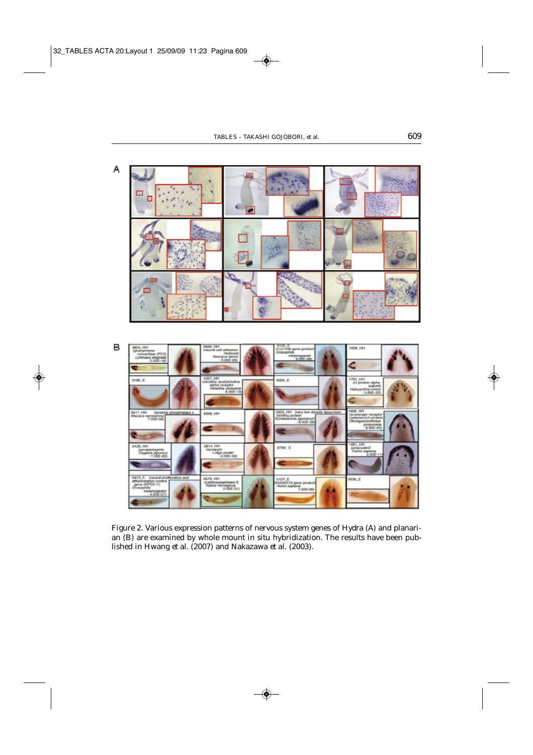Figure 2. Various expression patterns of nervous system genes of Hydra (A) and planarian (B) are examined by whole mount in situ hybridization. The results have been published in Hwang et al. (2007) and Nakazawa et al. (2003).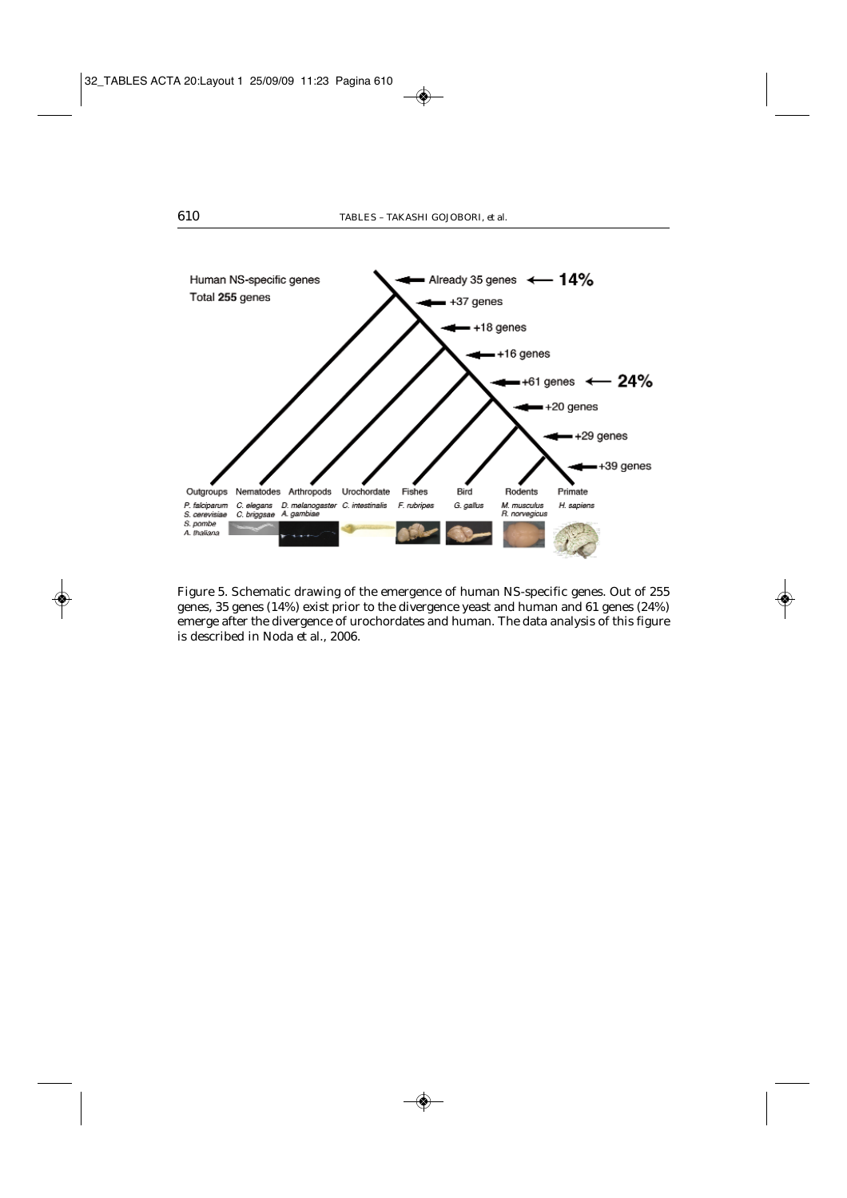Human NS-specific genes
Total **255** genes

Already 35 genes ← **14%**
+37 genes
+18 genes
+16 genes
+61 genes ← **24%**
+20 genes
+29 genes
+39 genes

Outgroups: *P. falciparum*, *S. cerevisiae*, *S. pombe*, *A. thaliana*
Nematodes: *C. elegans*, *C. briggsae*
Arthropods: *D. melanogaster*, *A. gambiae*
Urochordate: *C. intestinalis*
Fishes: *F. rubripes*
Bird: *G. gallus*
Rodents: *M. musculus*, *R. norvegicus*
Primate: *H. sapiens*

Figure 5. Schematic drawing of the emergence of human NS-specific genes. Out of 255 genes, 35 genes (14%) exist prior to the divergence yeast and human and 61 genes (24%) emerge after the divergence of urochordates and human. The data analysis of this figure is described in Noda et al., 2006.